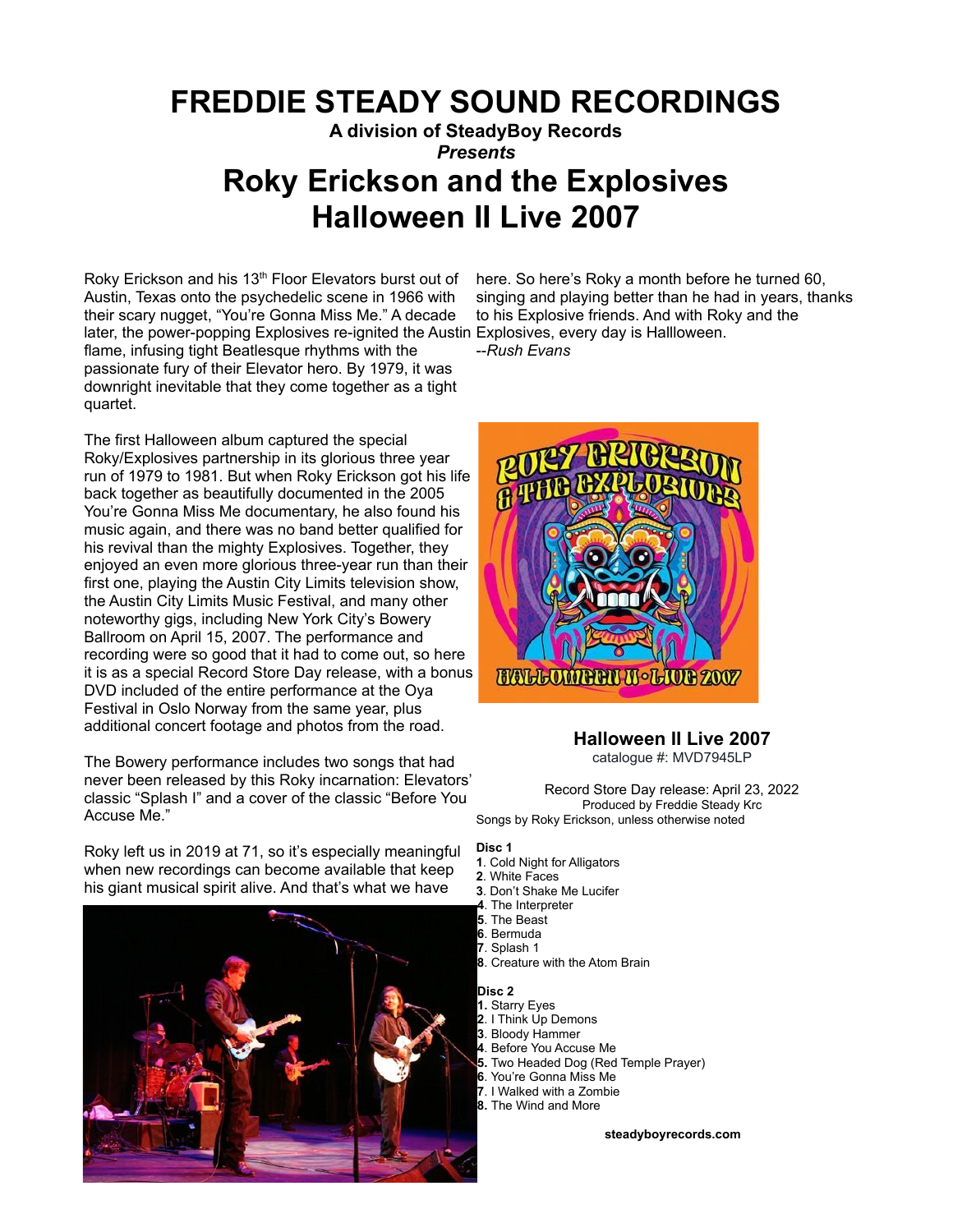# FREDDIE STEADY SOUND RECORDINGS

**A division of SteadyBoy Records**

***Presents***

# Roky Erickson and the Explosives
# Halloween II Live 2007

Roky Erickson and his 13th Floor Elevators burst out of Austin, Texas onto the psychedelic scene in 1966 with their scary nugget, "You're Gonna Miss Me." A decade later, the power-popping Explosives re-ignited the Austin flame, infusing tight Beatlesque rhythms with the passionate fury of their Elevator hero. By 1979, it was downright inevitable that they come together as a tight quartet.

The first Halloween album captured the special Roky/Explosives partnership in its glorious three year run of 1979 to 1981. But when Roky Erickson got his life back together as beautifully documented in the 2005 You're Gonna Miss Me documentary, he also found his music again, and there was no band better qualified for his revival than the mighty Explosives. Together, they enjoyed an even more glorious three-year run than their first one, playing the Austin City Limits television show, the Austin City Limits Music Festival, and many other noteworthy gigs, including New York City's Bowery Ballroom on April 15, 2007. The performance and recording were so good that it had to come out, so here it is as a special Record Store Day release, with a bonus DVD included of the entire performance at the Oya Festival in Oslo Norway from the same year, plus additional concert footage and photos from the road.

The Bowery performance includes two songs that had never been released by this Roky incarnation: Elevators' classic "Splash I" and a cover of the classic "Before You Accuse Me."

Roky left us in 2019 at 71, so it's especially meaningful when new recordings can become available that keep his giant musical spirit alive. And that's what we have here. So here's Roky a month before he turned 60, singing and playing better than he had in years, thanks to his Explosive friends. And with Roky and the Explosives, every day is Hallloween.

--*Rush Evans*

### Halloween II Live 2007

catalogue #: MVD7945LP

Record Store Day release: April 23, 2022

Produced by Freddie Steady Krc

Songs by Roky Erickson, unless otherwise noted

**Disc 1**

**1**. Cold Night for Alligators
**2**. White Faces
**3**. Don't Shake Me Lucifer
**4**. The Interpreter
**5**. The Beast
**6**. Bermuda
**7**. Splash 1
**8**. Creature with the Atom Brain

**Disc 2**

**1.** Starry Eyes
**2**. I Think Up Demons
**3**. Bloody Hammer
**4**. Before You Accuse Me
**5.** Two Headed Dog (Red Temple Prayer)
**6**. You're Gonna Miss Me
**7**. I Walked with a Zombie
**8.** The Wind and More

**steadyboyrecords.com**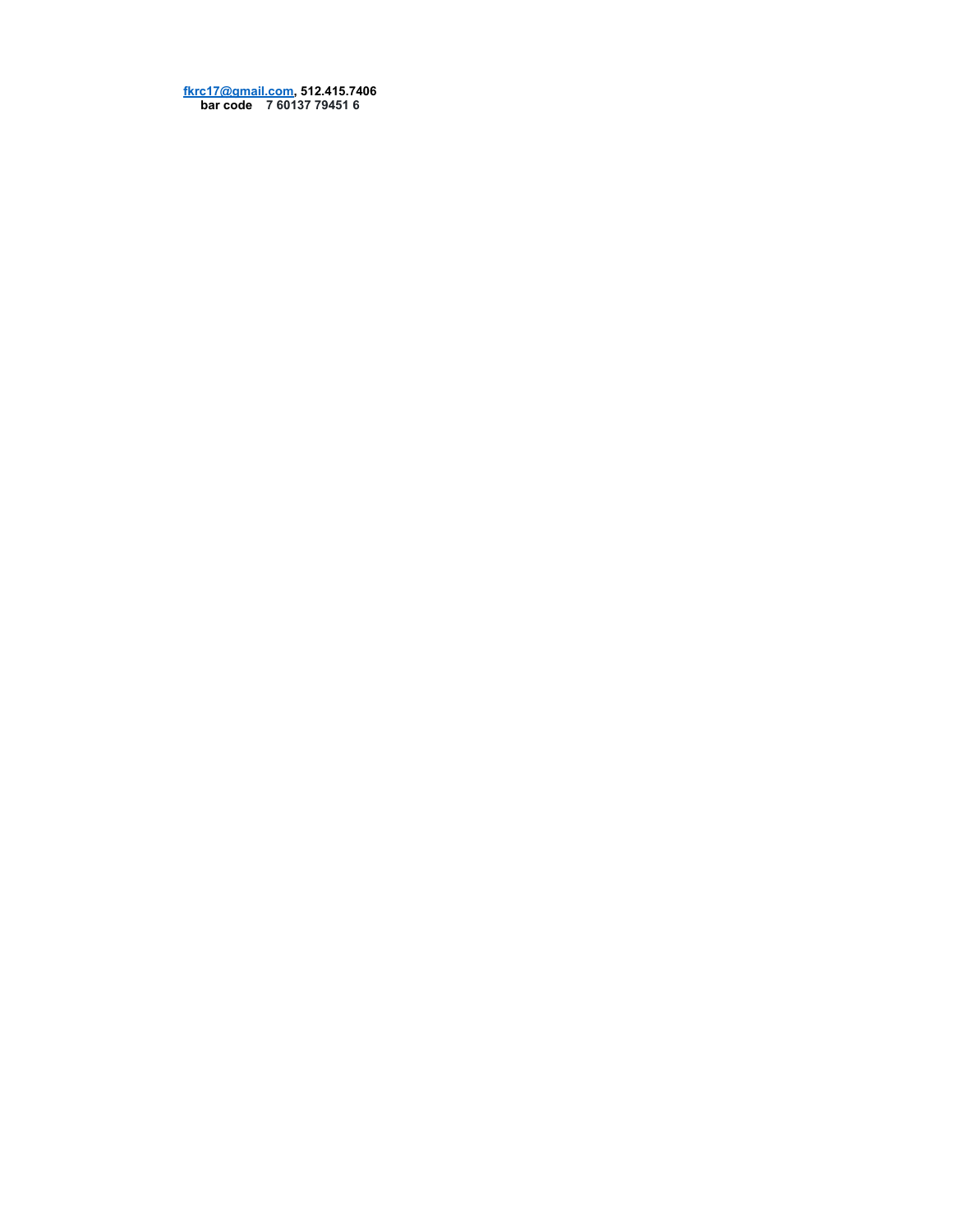**fkrc17@gmail.com, 512.415.7406**
**bar code 7 60137 79451 6**